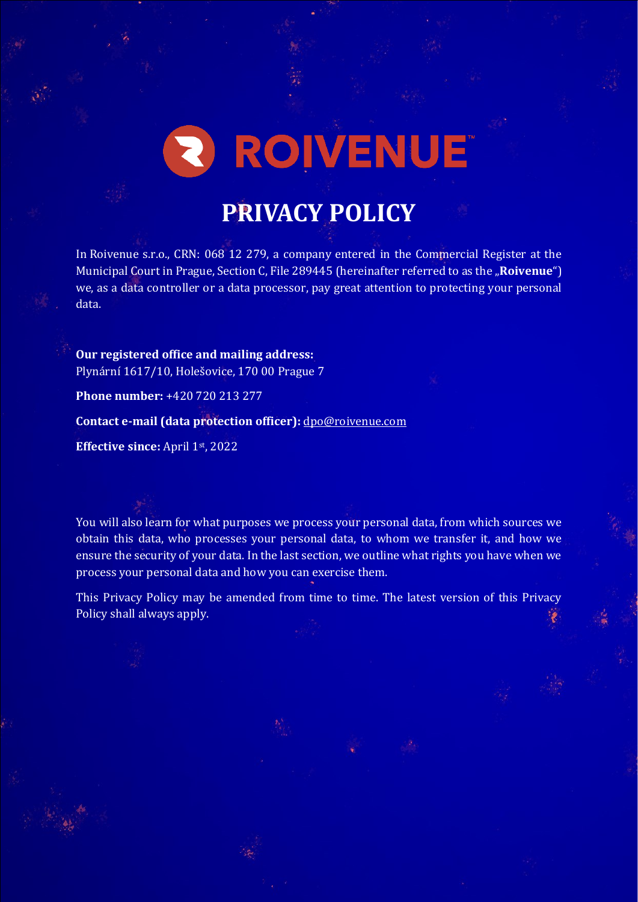ROIVENUE™

# PRIVACY POLICY

In Roivenue s.r.o., CRN: 068 12 279, a company entered in the Commercial Register at the Municipal Court in Prague, Section C, File 289445 (hereinafter referred to as the „**Roivenue**") we, as a data controller or a data processor, pay great attention to protecting your personal data.

**Our registered office and mailing address:**
Plynární 1617/10, Holešovice, 170 00 Prague 7

**Phone number:** +420 720 213 277

**Contact e-mail (data protection officer):** dpo@roivenue.com

**Effective since:** April 1st, 2022

You will also learn for what purposes we process your personal data, from which sources we obtain this data, who processes your personal data, to whom we transfer it, and how we ensure the security of your data. In the last section, we outline what rights you have when we process your personal data and how you can exercise them.

This Privacy Policy may be amended from time to time. The latest version of this Privacy Policy shall always apply.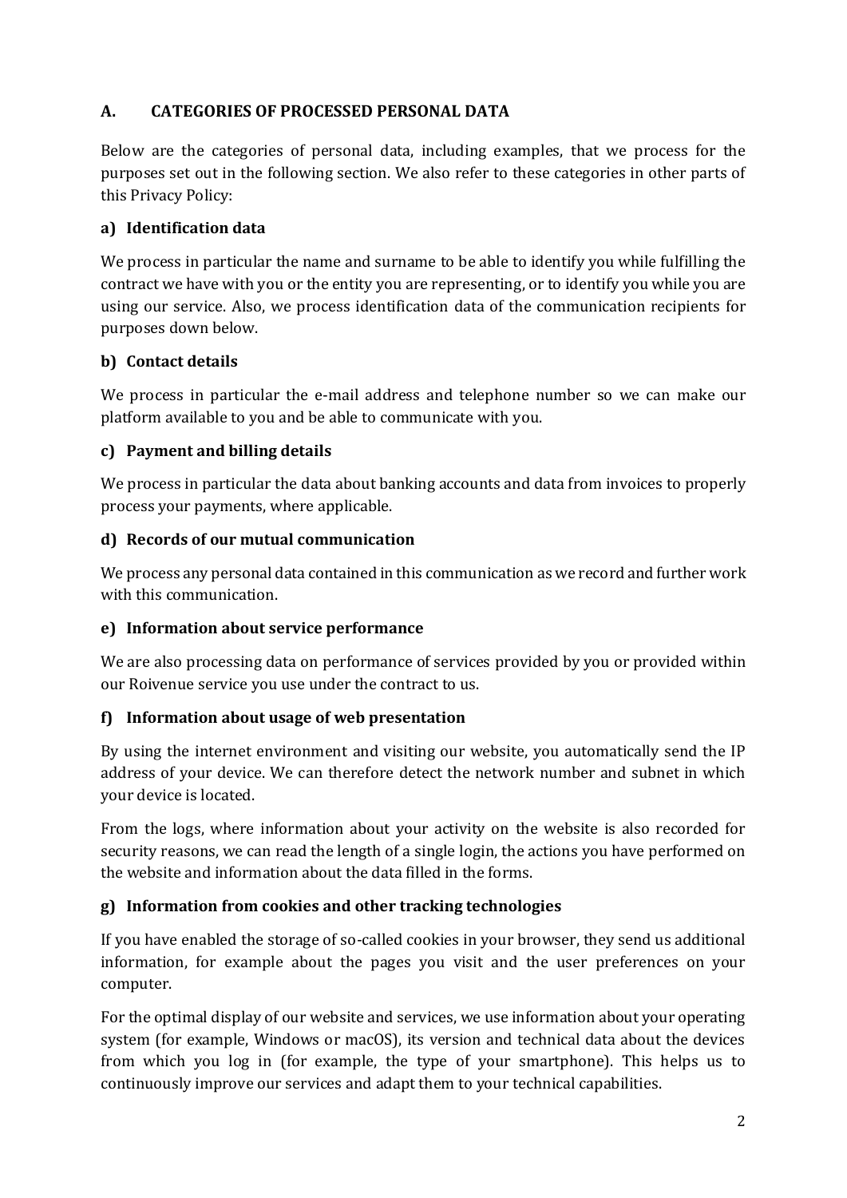## A. CATEGORIES OF PROCESSED PERSONAL DATA

Below are the categories of personal data, including examples, that we process for the purposes set out in the following section. We also refer to these categories in other parts of this Privacy Policy:

### a) Identification data

We process in particular the name and surname to be able to identify you while fulfilling the contract we have with you or the entity you are representing, or to identify you while you are using our service. Also, we process identification data of the communication recipients for purposes down below.

### b) Contact details

We process in particular the e-mail address and telephone number so we can make our platform available to you and be able to communicate with you.

### c) Payment and billing details

We process in particular the data about banking accounts and data from invoices to properly process your payments, where applicable.

### d) Records of our mutual communication

We process any personal data contained in this communication as we record and further work with this communication.

### e) Information about service performance

We are also processing data on performance of services provided by you or provided within our Roivenue service you use under the contract to us.

### f) Information about usage of web presentation

By using the internet environment and visiting our website, you automatically send the IP address of your device. We can therefore detect the network number and subnet in which your device is located.

From the logs, where information about your activity on the website is also recorded for security reasons, we can read the length of a single login, the actions you have performed on the website and information about the data filled in the forms.

### g) Information from cookies and other tracking technologies

If you have enabled the storage of so-called cookies in your browser, they send us additional information, for example about the pages you visit and the user preferences on your computer.

For the optimal display of our website and services, we use information about your operating system (for example, Windows or macOS), its version and technical data about the devices from which you log in (for example, the type of your smartphone). This helps us to continuously improve our services and adapt them to your technical capabilities.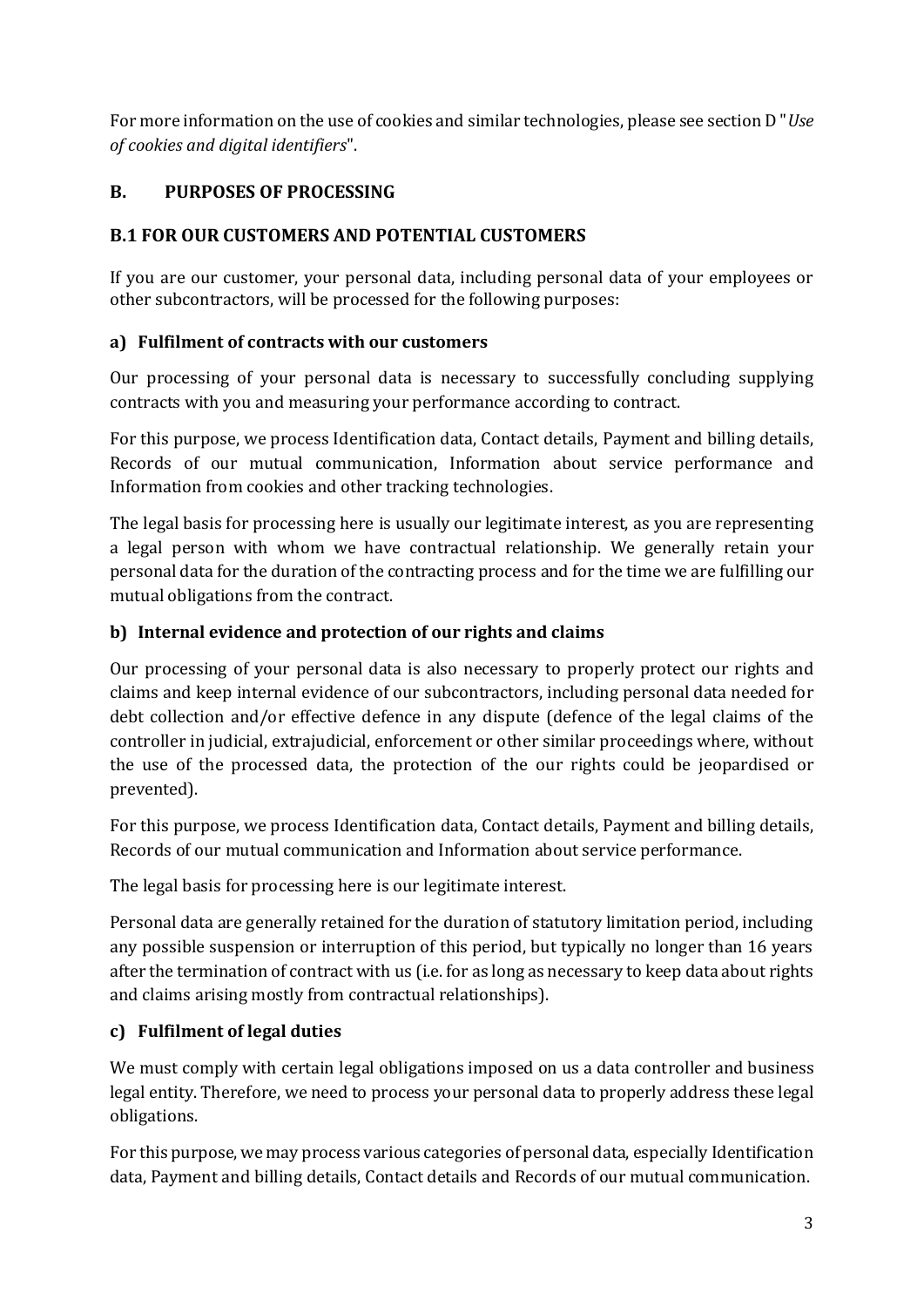For more information on the use of cookies and similar technologies, please see section D "*Use of cookies and digital identifiers*".

## B. PURPOSES OF PROCESSING

### B.1 FOR OUR CUSTOMERS AND POTENTIAL CUSTOMERS

If you are our customer, your personal data, including personal data of your employees or other subcontractors, will be processed for the following purposes:

#### a) Fulfilment of contracts with our customers

Our processing of your personal data is necessary to successfully concluding supplying contracts with you and measuring your performance according to contract.

For this purpose, we process Identification data, Contact details, Payment and billing details, Records of our mutual communication, Information about service performance and Information from cookies and other tracking technologies.

The legal basis for processing here is usually our legitimate interest, as you are representing a legal person with whom we have contractual relationship. We generally retain your personal data for the duration of the contracting process and for the time we are fulfilling our mutual obligations from the contract.

#### b) Internal evidence and protection of our rights and claims

Our processing of your personal data is also necessary to properly protect our rights and claims and keep internal evidence of our subcontractors, including personal data needed for debt collection and/or effective defence in any dispute (defence of the legal claims of the controller in judicial, extrajudicial, enforcement or other similar proceedings where, without the use of the processed data, the protection of the our rights could be jeopardised or prevented).

For this purpose, we process Identification data, Contact details, Payment and billing details, Records of our mutual communication and Information about service performance.

The legal basis for processing here is our legitimate interest.

Personal data are generally retained for the duration of statutory limitation period, including any possible suspension or interruption of this period, but typically no longer than 16 years after the termination of contract with us (i.e. for as long as necessary to keep data about rights and claims arising mostly from contractual relationships).

#### c) Fulfilment of legal duties

We must comply with certain legal obligations imposed on us a data controller and business legal entity. Therefore, we need to process your personal data to properly address these legal obligations.

For this purpose, we may process various categories of personal data, especially Identification data, Payment and billing details, Contact details and Records of our mutual communication.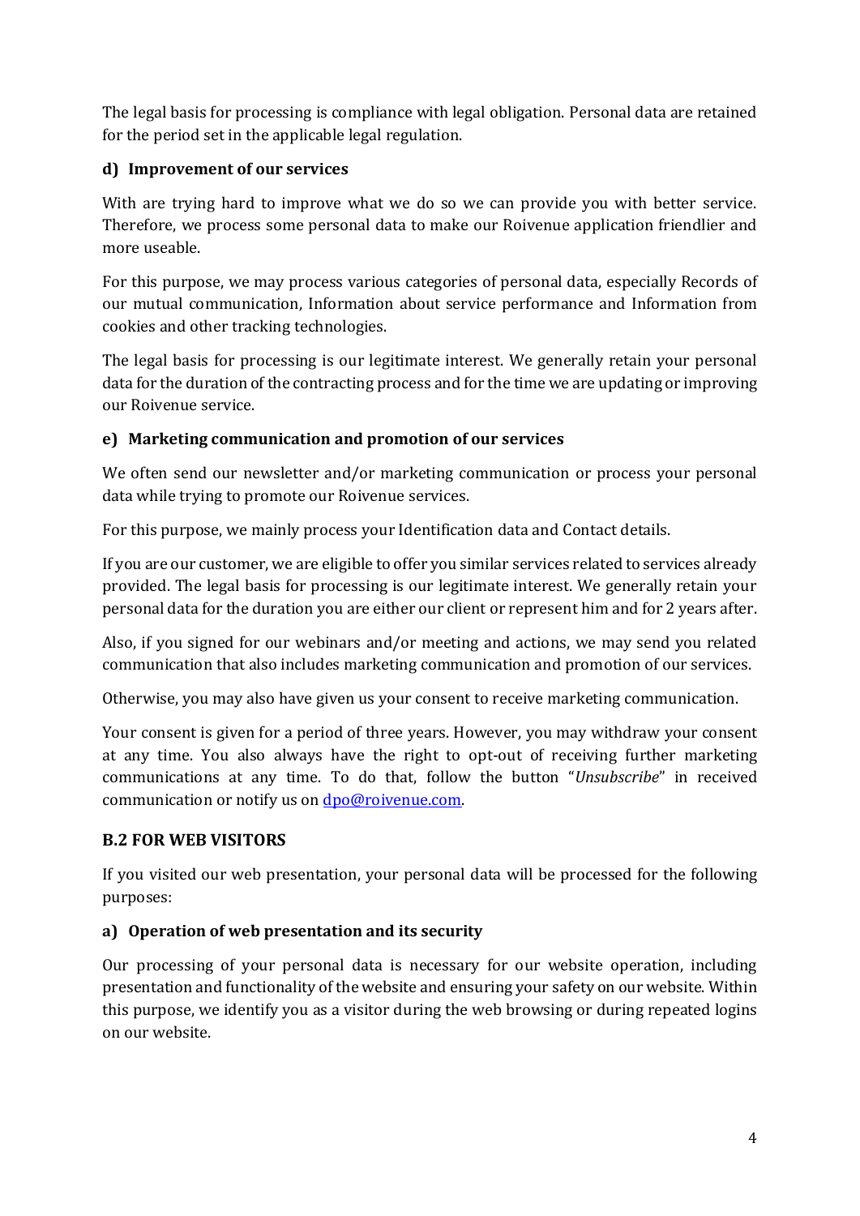The legal basis for processing is compliance with legal obligation. Personal data are retained for the period set in the applicable legal regulation.

#### d) Improvement of our services

With are trying hard to improve what we do so we can provide you with better service. Therefore, we process some personal data to make our Roivenue application friendlier and more useable.

For this purpose, we may process various categories of personal data, especially Records of our mutual communication, Information about service performance and Information from cookies and other tracking technologies.

The legal basis for processing is our legitimate interest. We generally retain your personal data for the duration of the contracting process and for the time we are updating or improving our Roivenue service.

#### e) Marketing communication and promotion of our services

We often send our newsletter and/or marketing communication or process your personal data while trying to promote our Roivenue services.

For this purpose, we mainly process your Identification data and Contact details.

If you are our customer, we are eligible to offer you similar services related to services already provided. The legal basis for processing is our legitimate interest. We generally retain your personal data for the duration you are either our client or represent him and for 2 years after.

Also, if you signed for our webinars and/or meeting and actions, we may send you related communication that also includes marketing communication and promotion of our services.

Otherwise, you may also have given us your consent to receive marketing communication.

Your consent is given for a period of three years. However, you may withdraw your consent at any time. You also always have the right to opt-out of receiving further marketing communications at any time. To do that, follow the button "*Unsubscribe*" in received communication or notify us on [dpo@roivenue.com](mailto:dpo@roivenue.com).

### B.2 FOR WEB VISITORS

If you visited our web presentation, your personal data will be processed for the following purposes:

#### a) Operation of web presentation and its security

Our processing of your personal data is necessary for our website operation, including presentation and functionality of the website and ensuring your safety on our website. Within this purpose, we identify you as a visitor during the web browsing or during repeated logins on our website.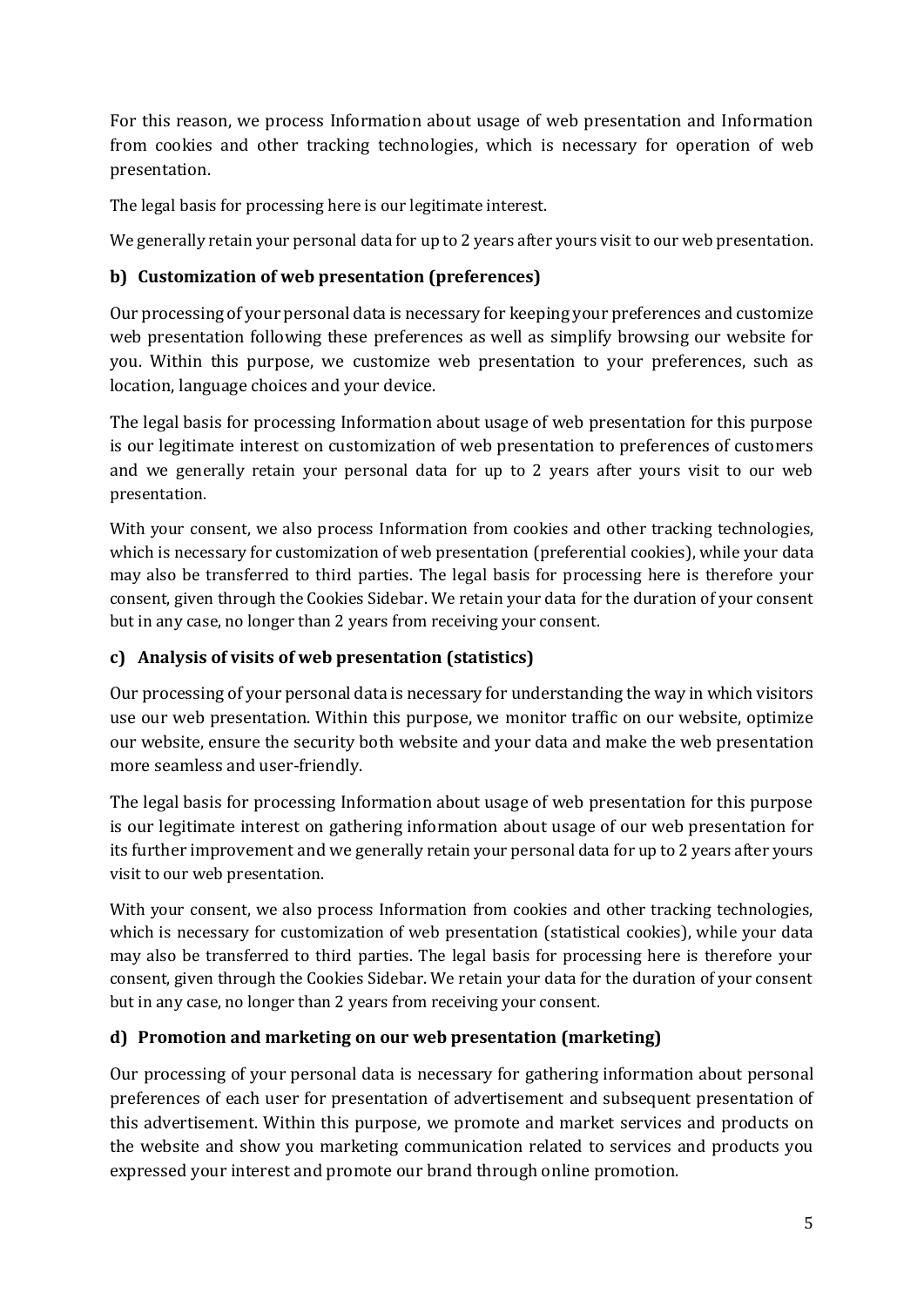For this reason, we process Information about usage of web presentation and Information from cookies and other tracking technologies, which is necessary for operation of web presentation.

The legal basis for processing here is our legitimate interest.

We generally retain your personal data for up to 2 years after yours visit to our web presentation.

### b) Customization of web presentation (preferences)

Our processing of your personal data is necessary for keeping your preferences and customize web presentation following these preferences as well as simplify browsing our website for you. Within this purpose, we customize web presentation to your preferences, such as location, language choices and your device.

The legal basis for processing Information about usage of web presentation for this purpose is our legitimate interest on customization of web presentation to preferences of customers and we generally retain your personal data for up to 2 years after yours visit to our web presentation.

With your consent, we also process Information from cookies and other tracking technologies, which is necessary for customization of web presentation (preferential cookies), while your data may also be transferred to third parties. The legal basis for processing here is therefore your consent, given through the Cookies Sidebar. We retain your data for the duration of your consent but in any case, no longer than 2 years from receiving your consent.

### c) Analysis of visits of web presentation (statistics)

Our processing of your personal data is necessary for understanding the way in which visitors use our web presentation. Within this purpose, we monitor traffic on our website, optimize our website, ensure the security both website and your data and make the web presentation more seamless and user-friendly.

The legal basis for processing Information about usage of web presentation for this purpose is our legitimate interest on gathering information about usage of our web presentation for its further improvement and we generally retain your personal data for up to 2 years after yours visit to our web presentation.

With your consent, we also process Information from cookies and other tracking technologies, which is necessary for customization of web presentation (statistical cookies), while your data may also be transferred to third parties. The legal basis for processing here is therefore your consent, given through the Cookies Sidebar. We retain your data for the duration of your consent but in any case, no longer than 2 years from receiving your consent.

### d) Promotion and marketing on our web presentation (marketing)

Our processing of your personal data is necessary for gathering information about personal preferences of each user for presentation of advertisement and subsequent presentation of this advertisement. Within this purpose, we promote and market services and products on the website and show you marketing communication related to services and products you expressed your interest and promote our brand through online promotion.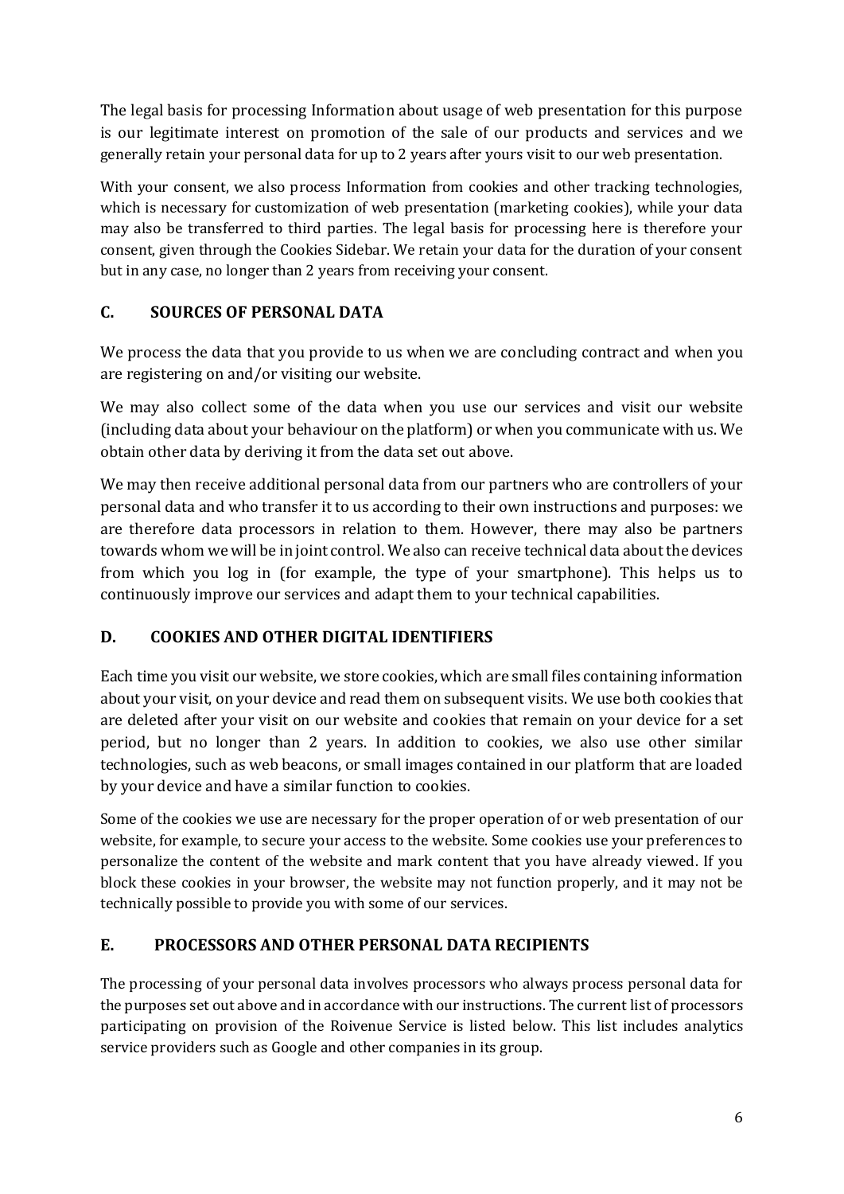The legal basis for processing Information about usage of web presentation for this purpose is our legitimate interest on promotion of the sale of our products and services and we generally retain your personal data for up to 2 years after yours visit to our web presentation.

With your consent, we also process Information from cookies and other tracking technologies, which is necessary for customization of web presentation (marketing cookies), while your data may also be transferred to third parties. The legal basis for processing here is therefore your consent, given through the Cookies Sidebar. We retain your data for the duration of your consent but in any case, no longer than 2 years from receiving your consent.

## C. SOURCES OF PERSONAL DATA

We process the data that you provide to us when we are concluding contract and when you are registering on and/or visiting our website.

We may also collect some of the data when you use our services and visit our website (including data about your behaviour on the platform) or when you communicate with us. We obtain other data by deriving it from the data set out above.

We may then receive additional personal data from our partners who are controllers of your personal data and who transfer it to us according to their own instructions and purposes: we are therefore data processors in relation to them. However, there may also be partners towards whom we will be in joint control. We also can receive technical data about the devices from which you log in (for example, the type of your smartphone). This helps us to continuously improve our services and adapt them to your technical capabilities.

## D. COOKIES AND OTHER DIGITAL IDENTIFIERS

Each time you visit our website, we store cookies, which are small files containing information about your visit, on your device and read them on subsequent visits. We use both cookies that are deleted after your visit on our website and cookies that remain on your device for a set period, but no longer than 2 years. In addition to cookies, we also use other similar technologies, such as web beacons, or small images contained in our platform that are loaded by your device and have a similar function to cookies.

Some of the cookies we use are necessary for the proper operation of or web presentation of our website, for example, to secure your access to the website. Some cookies use your preferences to personalize the content of the website and mark content that you have already viewed. If you block these cookies in your browser, the website may not function properly, and it may not be technically possible to provide you with some of our services.

## E. PROCESSORS AND OTHER PERSONAL DATA RECIPIENTS

The processing of your personal data involves processors who always process personal data for the purposes set out above and in accordance with our instructions. The current list of processors participating on provision of the Roivenue Service is listed below. This list includes analytics service providers such as Google and other companies in its group.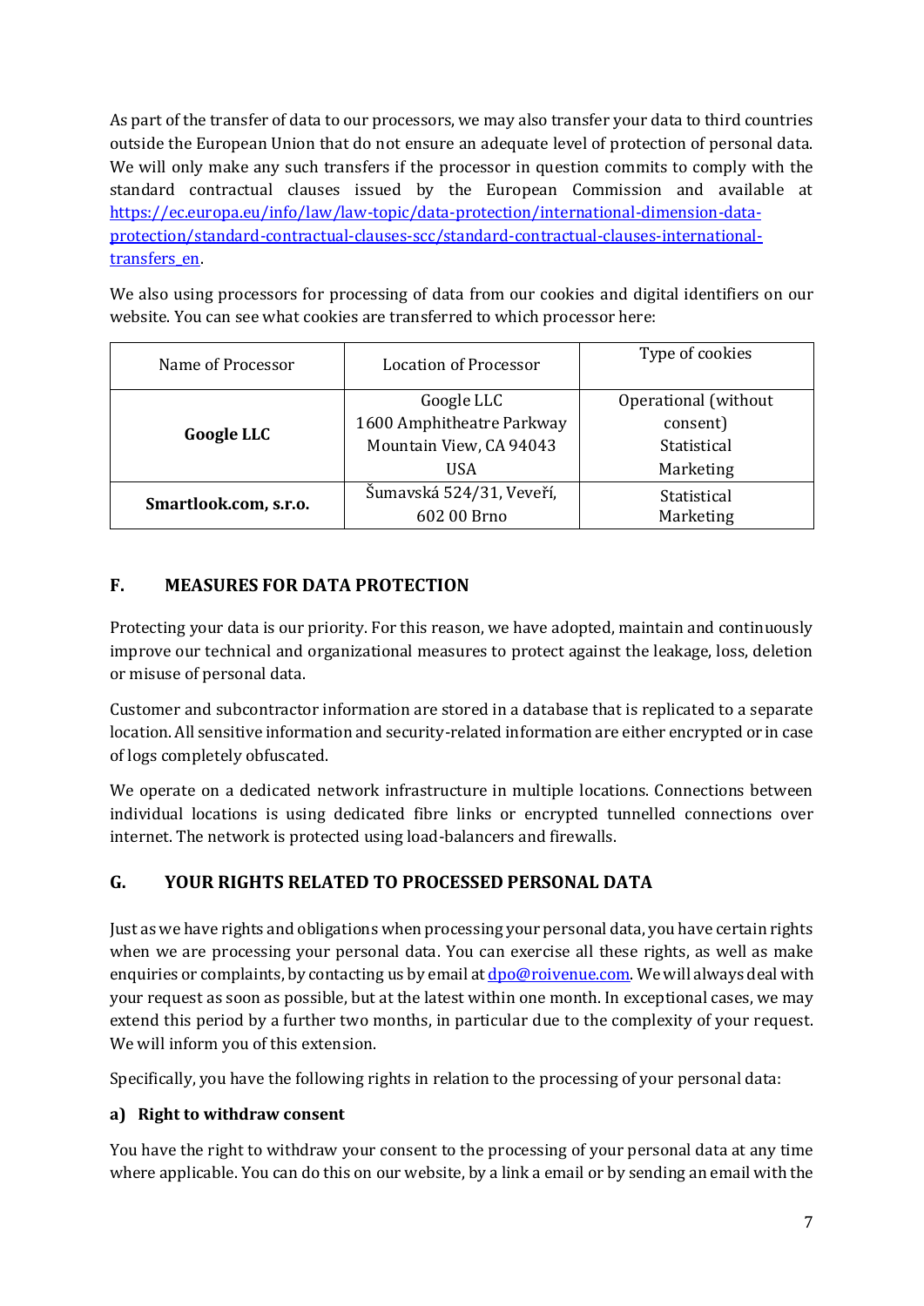As part of the transfer of data to our processors, we may also transfer your data to third countries outside the European Union that do not ensure an adequate level of protection of personal data. We will only make any such transfers if the processor in question commits to comply with the standard contractual clauses issued by the European Commission and available at [https://ec.europa.eu/info/law/law-topic/data-protection/international-dimension-data-protection/standard-contractual-clauses-scc/standard-contractual-clauses-international-transfers_en](https://ec.europa.eu/info/law/law-topic/data-protection/international-dimension-data-protection/standard-contractual-clauses-scc/standard-contractual-clauses-international-transfers_en).

We also using processors for processing of data from our cookies and digital identifiers on our website. You can see what cookies are transferred to which processor here:

| Name of Processor | Location of Processor | Type of cookies |
| --- | --- | --- |
| **Google LLC** | Google LLC<br>1600 Amphitheatre Parkway<br>Mountain View, CA 94043<br>USA | Operational (without consent)<br>Statistical<br>Marketing |
| **Smartlook.com, s.r.o.** | Šumavská 524/31, Veveří,<br>602 00 Brno | Statistical<br>Marketing |

## F. MEASURES FOR DATA PROTECTION

Protecting your data is our priority. For this reason, we have adopted, maintain and continuously improve our technical and organizational measures to protect against the leakage, loss, deletion or misuse of personal data.

Customer and subcontractor information are stored in a database that is replicated to a separate location. All sensitive information and security-related information are either encrypted or in case of logs completely obfuscated.

We operate on a dedicated network infrastructure in multiple locations. Connections between individual locations is using dedicated fibre links or encrypted tunnelled connections over internet. The network is protected using load-balancers and firewalls.

## G. YOUR RIGHTS RELATED TO PROCESSED PERSONAL DATA

Just as we have rights and obligations when processing your personal data, you have certain rights when we are processing your personal data. You can exercise all these rights, as well as make enquiries or complaints, by contacting us by email at [dpo@roivenue.com](mailto:dpo@roivenue.com). We will always deal with your request as soon as possible, but at the latest within one month. In exceptional cases, we may extend this period by a further two months, in particular due to the complexity of your request. We will inform you of this extension.

Specifically, you have the following rights in relation to the processing of your personal data:

### a) Right to withdraw consent

You have the right to withdraw your consent to the processing of your personal data at any time where applicable. You can do this on our website, by a link a email or by sending an email with the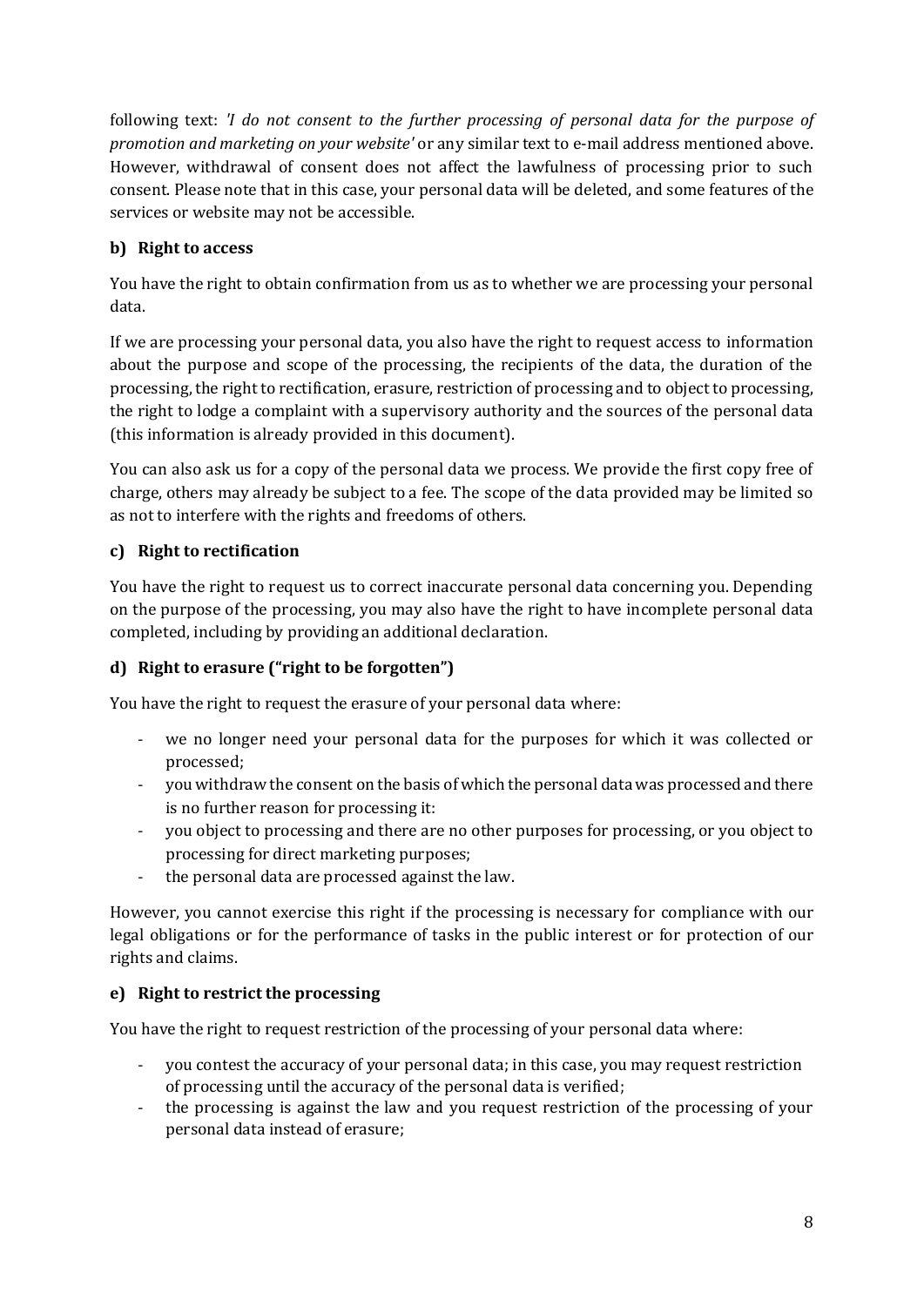following text: *'I do not consent to the further processing of personal data for the purpose of promotion and marketing on your website'* or any similar text to e-mail address mentioned above. However, withdrawal of consent does not affect the lawfulness of processing prior to such consent. Please note that in this case, your personal data will be deleted, and some features of the services or website may not be accessible.

### b) Right to access

You have the right to obtain confirmation from us as to whether we are processing your personal data.

If we are processing your personal data, you also have the right to request access to information about the purpose and scope of the processing, the recipients of the data, the duration of the processing, the right to rectification, erasure, restriction of processing and to object to processing, the right to lodge a complaint with a supervisory authority and the sources of the personal data (this information is already provided in this document).

You can also ask us for a copy of the personal data we process. We provide the first copy free of charge, others may already be subject to a fee. The scope of the data provided may be limited so as not to interfere with the rights and freedoms of others.

### c) Right to rectification

You have the right to request us to correct inaccurate personal data concerning you. Depending on the purpose of the processing, you may also have the right to have incomplete personal data completed, including by providing an additional declaration.

### d) Right to erasure ("right to be forgotten")

You have the right to request the erasure of your personal data where:

- we no longer need your personal data for the purposes for which it was collected or processed;
- you withdraw the consent on the basis of which the personal data was processed and there is no further reason for processing it:
- you object to processing and there are no other purposes for processing, or you object to processing for direct marketing purposes;
- the personal data are processed against the law.

However, you cannot exercise this right if the processing is necessary for compliance with our legal obligations or for the performance of tasks in the public interest or for protection of our rights and claims.

### e) Right to restrict the processing

You have the right to request restriction of the processing of your personal data where:

- you contest the accuracy of your personal data; in this case, you may request restriction of processing until the accuracy of the personal data is verified;
- the processing is against the law and you request restriction of the processing of your personal data instead of erasure;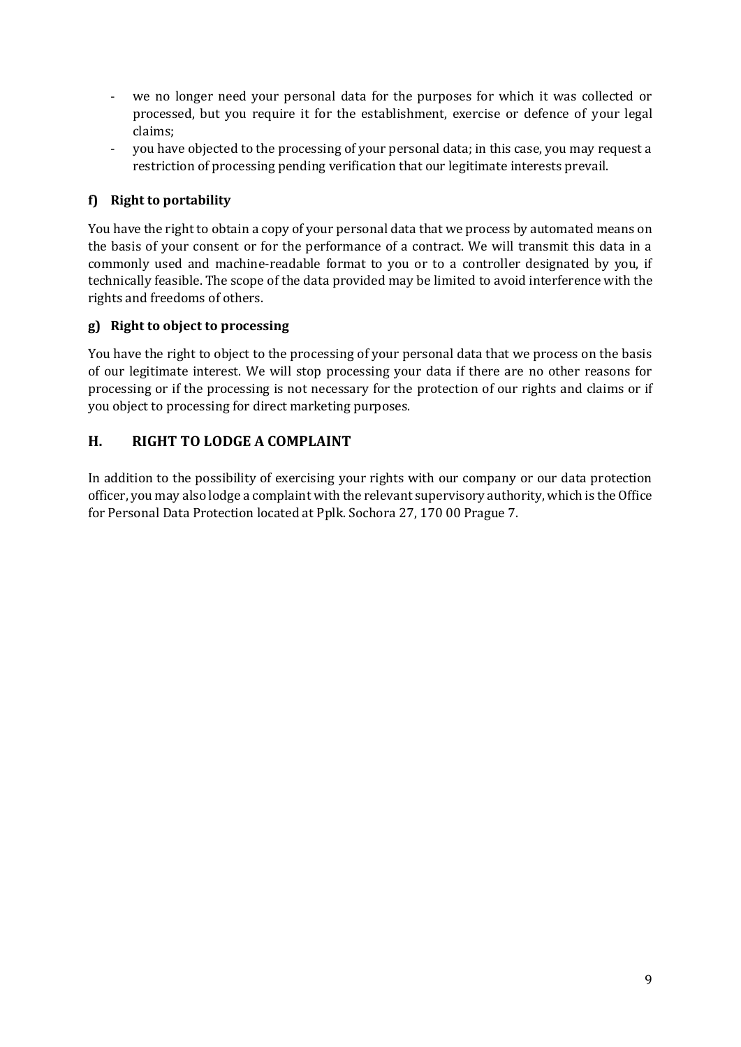- we no longer need your personal data for the purposes for which it was collected or processed, but you require it for the establishment, exercise or defence of your legal claims;
- you have objected to the processing of your personal data; in this case, you may request a restriction of processing pending verification that our legitimate interests prevail.

### f) Right to portability

You have the right to obtain a copy of your personal data that we process by automated means on the basis of your consent or for the performance of a contract. We will transmit this data in a commonly used and machine-readable format to you or to a controller designated by you, if technically feasible. The scope of the data provided may be limited to avoid interference with the rights and freedoms of others.

### g) Right to object to processing

You have the right to object to the processing of your personal data that we process on the basis of our legitimate interest. We will stop processing your data if there are no other reasons for processing or if the processing is not necessary for the protection of our rights and claims or if you object to processing for direct marketing purposes.

## H. RIGHT TO LODGE A COMPLAINT

In addition to the possibility of exercising your rights with our company or our data protection officer, you may also lodge a complaint with the relevant supervisory authority, which is the Office for Personal Data Protection located at Pplk. Sochora 27, 170 00 Prague 7.